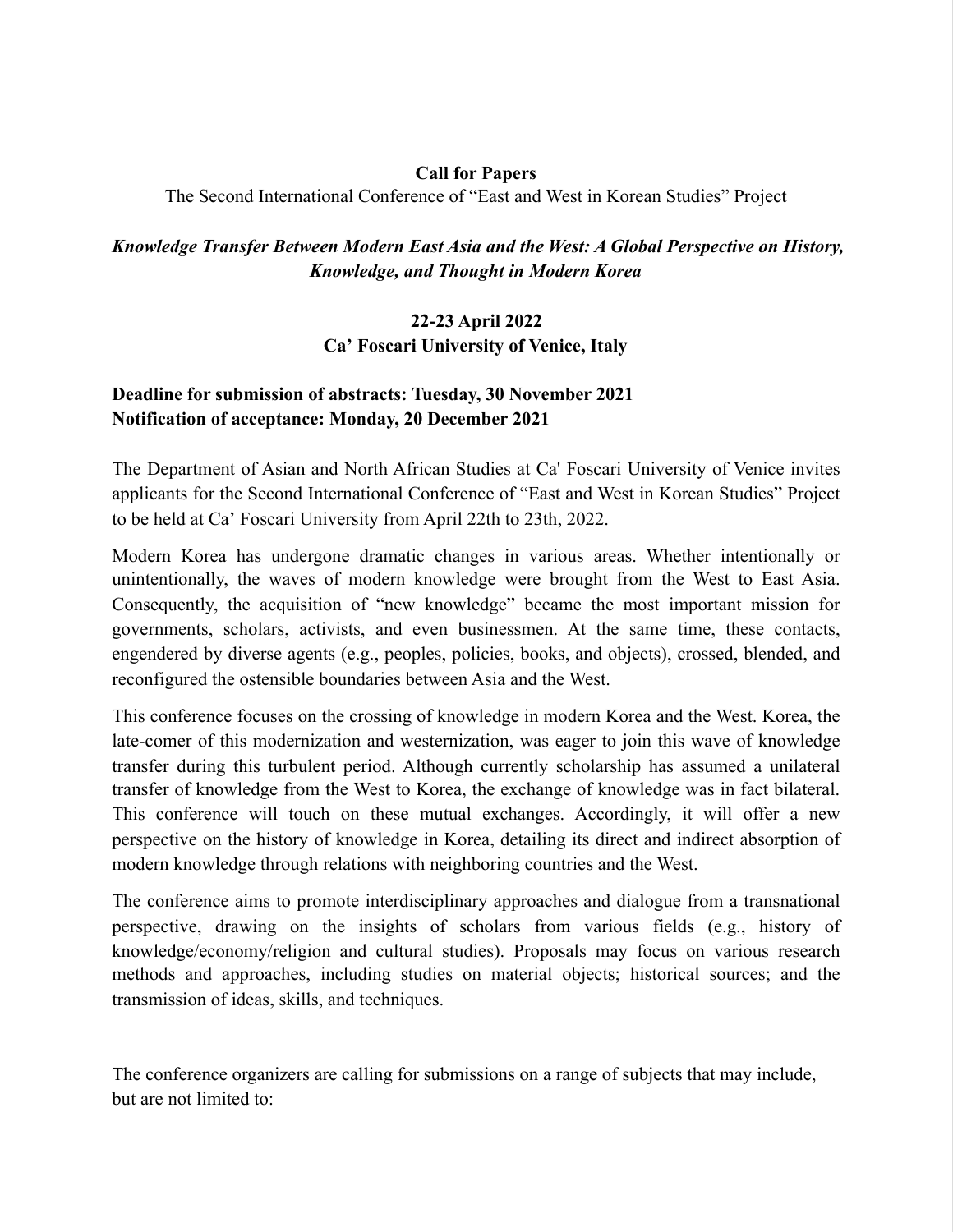**Call for Papers**

The Second International Conference of "East and West in Korean Studies" Project

***Knowledge Transfer Between Modern East Asia and the West: A Global Perspective on History, Knowledge, and Thought in Modern Korea***

**22-23 April 2022**

**Ca' Foscari University of Venice, Italy**

**Deadline for submission of abstracts: Tuesday, 30 November 2021**
**Notification of acceptance: Monday, 20 December 2021**

The Department of Asian and North African Studies at Ca' Foscari University of Venice invites applicants for the Second International Conference of "East and West in Korean Studies" Project to be held at Ca' Foscari University from April 22th to 23th, 2022.

Modern Korea has undergone dramatic changes in various areas. Whether intentionally or unintentionally, the waves of modern knowledge were brought from the West to East Asia. Consequently, the acquisition of "new knowledge" became the most important mission for governments, scholars, activists, and even businessmen. At the same time, these contacts, engendered by diverse agents (e.g., peoples, policies, books, and objects), crossed, blended, and reconfigured the ostensible boundaries between Asia and the West.

This conference focuses on the crossing of knowledge in modern Korea and the West. Korea, the late-comer of this modernization and westernization, was eager to join this wave of knowledge transfer during this turbulent period. Although currently scholarship has assumed a unilateral transfer of knowledge from the West to Korea, the exchange of knowledge was in fact bilateral. This conference will touch on these mutual exchanges. Accordingly, it will offer a new perspective on the history of knowledge in Korea, detailing its direct and indirect absorption of modern knowledge through relations with neighboring countries and the West.

The conference aims to promote interdisciplinary approaches and dialogue from a transnational perspective, drawing on the insights of scholars from various fields (e.g., history of knowledge/economy/religion and cultural studies). Proposals may focus on various research methods and approaches, including studies on material objects; historical sources; and the transmission of ideas, skills, and techniques.

The conference organizers are calling for submissions on a range of subjects that may include, but are not limited to: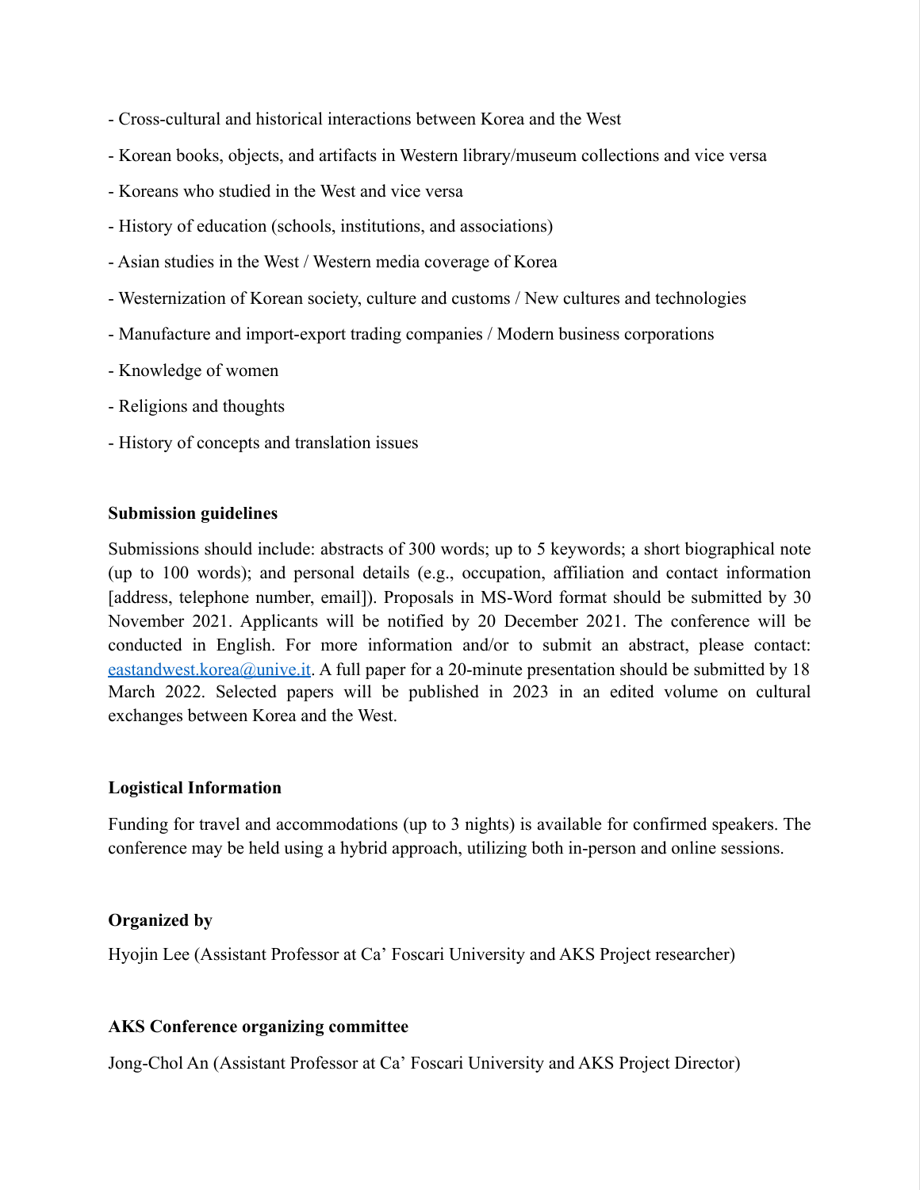- Cross-cultural and historical interactions between Korea and the West
- Korean books, objects, and artifacts in Western library/museum collections and vice versa
- Koreans who studied in the West and vice versa
- History of education (schools, institutions, and associations)
- Asian studies in the West / Western media coverage of Korea
- Westernization of Korean society, culture and customs / New cultures and technologies
- Manufacture and import-export trading companies / Modern business corporations
- Knowledge of women
- Religions and thoughts
- History of concepts and translation issues

**Submission guidelines**

Submissions should include: abstracts of 300 words; up to 5 keywords; a short biographical note (up to 100 words); and personal details (e.g., occupation, affiliation and contact information [address, telephone number, email]). Proposals in MS-Word format should be submitted by 30 November 2021. Applicants will be notified by 20 December 2021. The conference will be conducted in English. For more information and/or to submit an abstract, please contact: eastandwest.korea@unive.it. A full paper for a 20-minute presentation should be submitted by 18 March 2022. Selected papers will be published in 2023 in an edited volume on cultural exchanges between Korea and the West.

**Logistical Information**

Funding for travel and accommodations (up to 3 nights) is available for confirmed speakers. The conference may be held using a hybrid approach, utilizing both in-person and online sessions.

**Organized by**

Hyojin Lee (Assistant Professor at Ca' Foscari University and AKS Project researcher)

**AKS Conference organizing committee**

Jong-Chol An (Assistant Professor at Ca' Foscari University and AKS Project Director)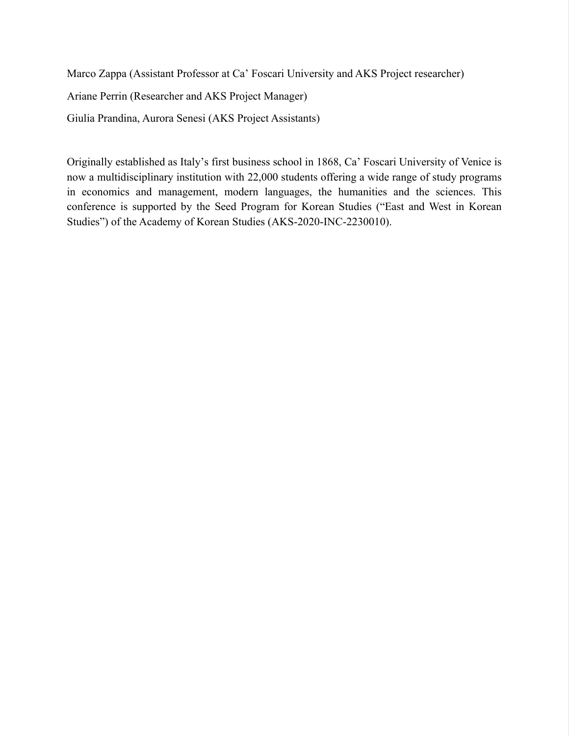Marco Zappa (Assistant Professor at Ca' Foscari University and AKS Project researcher)

Ariane Perrin (Researcher and AKS Project Manager)

Giulia Prandina, Aurora Senesi (AKS Project Assistants)

Originally established as Italy's first business school in 1868, Ca' Foscari University of Venice is now a multidisciplinary institution with 22,000 students offering a wide range of study programs in economics and management, modern languages, the humanities and the sciences. This conference is supported by the Seed Program for Korean Studies ("East and West in Korean Studies") of the Academy of Korean Studies (AKS-2020-INC-2230010).